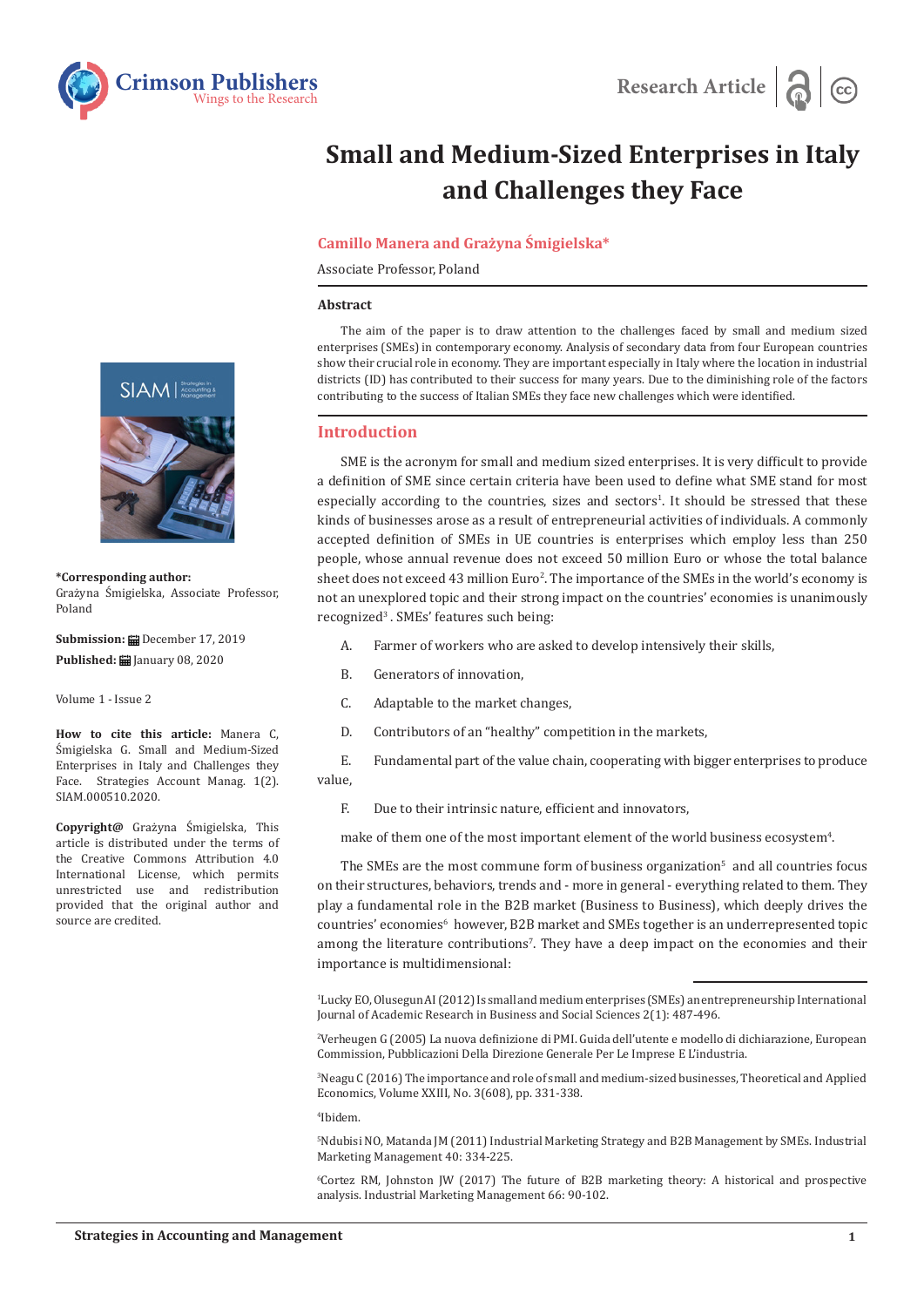Research Article

# Small and Medium-Sized Enterprises in Italy and Challenges they Face

**Camillo Manera and Grażyna Śmigielska***

Associate Professor, Poland

**\*Corresponding author:** Grażyna Śmigielska, Associate Professor, Poland

**Submission:** December 17, 2019

**Published:** January 08, 2020

Volume 1 - Issue 2

**How to cite this article:** Manera C, Śmigielska G. Small and Medium-Sized Enterprises in Italy and Challenges they Face. Strategies Account Manag. 1(2). SIAM.000510.2020.

**Copyright@** Grażyna Śmigielska, This article is distributed under the terms of the Creative Commons Attribution 4.0 International License, which permits unrestricted use and redistribution provided that the original author and source are credited.

## Abstract

The aim of the paper is to draw attention to the challenges faced by small and medium sized enterprises (SMEs) in contemporary economy. Analysis of secondary data from four European countries show their crucial role in economy. They are important especially in Italy where the location in industrial districts (ID) has contributed to their success for many years. Due to the diminishing role of the factors contributing to the success of Italian SMEs they face new challenges which were identified.

## Introduction

SME is the acronym for small and medium sized enterprises. It is very difficult to provide a definition of SME since certain criteria have been used to define what SME stand for most especially according to the countries, sizes and sectors[1]. It should be stressed that these kinds of businesses arose as a result of entrepreneurial activities of individuals. A commonly accepted definition of SMEs in UE countries is enterprises which employ less than 250 people, whose annual revenue does not exceed 50 million Euro or whose the total balance sheet does not exceed 43 million Euro[2]. The importance of the SMEs in the world's economy is not an unexplored topic and their strong impact on the countries' economies is unanimously recognized[3] . SMEs' features such being:

A. Farmer of workers who are asked to develop intensively their skills,

B. Generators of innovation,

C. Adaptable to the market changes,

D. Contributors of an "healthy" competition in the markets,

E. Fundamental part of the value chain, cooperating with bigger enterprises to produce value,

F. Due to their intrinsic nature, efficient and innovators,

make of them one of the most important element of the world business ecosystem[4].

The SMEs are the most commune form of business organization[5] and all countries focus on their structures, behaviors, trends and - more in general - everything related to them. They play a fundamental role in the B2B market (Business to Business), which deeply drives the countries' economies[6] however, B2B market and SMEs together is an underrepresented topic among the literature contributions[7]. They have a deep impact on the economies and their importance is multidimensional:

---

[1]Lucky EO, Olusegun AI (2012) Is small and medium enterprises (SMEs) an entrepreneurship International Journal of Academic Research in Business and Social Sciences 2(1): 487-496.

[2]Verheugen G (2005) La nuova definizione di PMI. Guida dell'utente e modello di dichiarazione, European Commission, Pubblicazioni Della Direzione Generale Per Le Imprese E L'industria.

[3]Neagu C (2016) The importance and role of small and medium-sized businesses, Theoretical and Applied Economics, Volume XXIII, No. 3(608), pp. 331-338.

[4]Ibidem.

[5]Ndubisi NO, Matanda JM (2011) Industrial Marketing Strategy and B2B Management by SMEs. Industrial Marketing Management 40: 334-225.

[6]Cortez RM, Johnston JW (2017) The future of B2B marketing theory: A historical and prospective analysis. Industrial Marketing Management 66: 90-102.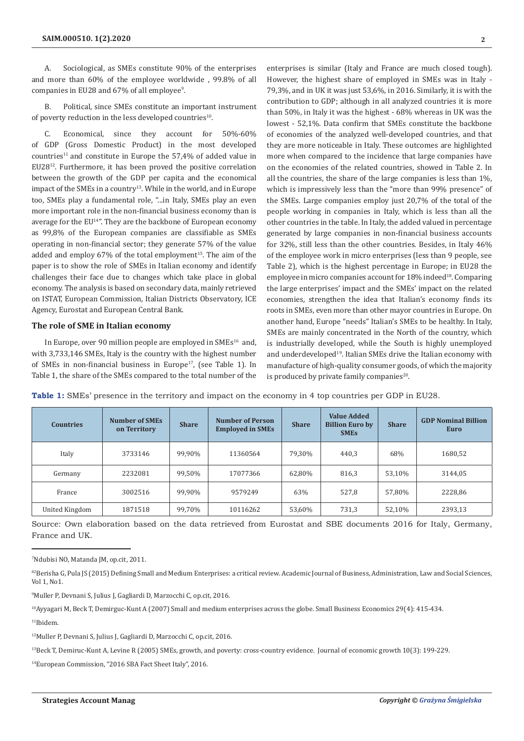A. Sociological, as SMEs constitute 90% of the enterprises and more than 60% of the employee worldwide , 99.8% of all companies in EU28 and 67% of all employee[9].

B. Political, since SMEs constitute an important instrument of poverty reduction in the less developed countries[10].

C. Economical, since they account for 50%-60% of GDP (Gross Domestic Product) in the most developed countries[11] and constitute in Europe the 57,4% of added value in EU28[12]. Furthermore, it has been proved the positive correlation between the growth of the GDP per capita and the economical impact of the SMEs in a country[13]. While in the world, and in Europe too, SMEs play a fundamental role, "...in Italy, SMEs play an even more important role in the non-financial business economy than is average for the EU[14]". They are the backbone of European economy as 99,8% of the European companies are classifiable as SMEs operating in non-financial sector; they generate 57% of the value added and employ 67% of the total employment[15]. The aim of the paper is to show the role of SMEs in Italian economy and identify challenges their face due to changes which take place in global economy. The analysis is based on secondary data, mainly retrieved on ISTAT, European Commission, Italian Districts Observatory, ICE Agency, Eurostat and European Central Bank.

## The role of SME in Italian economy

In Europe, over 90 million people are employed in SMEs[16] and, with 3,733,146 SMEs, Italy is the country with the highest number of SMEs in non-financial business in Europe[17], (see Table 1). In Table 1, the share of the SMEs compared to the total number of the enterprises is similar (Italy and France are much closed tough). However, the highest share of employed in SMEs was in Italy - 79,3%, and in UK it was just 53,6%, in 2016. Similarly, it is with the contribution to GDP; although in all analyzed countries it is more than 50%, in Italy it was the highest - 68% whereas in UK was the lowest - 52,1%. Data confirm that SMEs constitute the backbone of economies of the analyzed well-developed countries, and that they are more noticeable in Italy. These outcomes are highlighted more when compared to the incidence that large companies have on the economies of the related countries, showed in Table 2. In all the countries, the share of the large companies is less than 1%, which is impressively less than the "more than 99% presence" of the SMEs. Large companies employ just 20,7% of the total of the people working in companies in Italy, which is less than all the other countries in the table. In Italy, the added valued in percentage generated by large companies in non-financial business accounts for 32%, still less than the other countries. Besides, in Italy 46% of the employee work in micro enterprises (less than 9 people, see Table 2), which is the highest percentage in Europe; in EU28 the employee in micro companies account for 18% indeed[18]. Comparing the large enterprises' impact and the SMEs' impact on the related economies, strengthen the idea that Italian's economy finds its roots in SMEs, even more than other mayor countries in Europe. On another hand, Europe "needs" Italian's SMEs to be healthy. In Italy, SMEs are mainly concentrated in the North of the country, which is industrially developed, while the South is highly unemployed and underdeveloped[19]. Italian SMEs drive the Italian economy with manufacture of high-quality consumer goods, of which the majority is produced by private family companies[20].

**Table 1:** SMEs' presence in the territory and impact on the economy in 4 top countries per GDP in EU28.

| Countries | Number of SMEs on Territory | Share | Number of Person Employed in SMEs | Share | Value Added Billion Euro by SMEs | Share | GDP Nominal Billion Euro |
|---|---|---|---|---|---|---|---|
| Italy | 3733146 | 99,90% | 11360564 | 79,30% | 440,3 | 68% | 1680,52 |
| Germany | 2232081 | 99,50% | 17077366 | 62,80% | 816,3 | 53,10% | 3144,05 |
| France | 3002516 | 99,90% | 9579249 | 63% | 527,8 | 57,80% | 2228,86 |
| United Kingdom | 1871518 | 99,70% | 10116262 | 53,60% | 731,3 | 52,10% | 2393,13 |

Source: Own elaboration based on the data retrieved from Eurostat and SBE documents 2016 for Italy, Germany, France and UK.

---

[7]Ndubisi NO, Matanda JM, op.cit, 2011.

[8]2Berisha G, Pula JS (2015) Defining Small and Medium Enterprises: a critical review. Academic Journal of Business, Administration, Law and Social Sciences, Vol 1, No1.

[9]Muller P, Devnani S, Julius J, Gagliardi D, Marzocchi C, op.cit, 2016.

[10]Ayyagari M, Beck T, Demirguc-Kunt A (2007) Small and medium enterprises across the globe. Small Business Economics 29(4): 415-434.

[11]Ibidem.

[12]Muller P, Devnani S, Julius J, Gagliardi D, Marzocchi C, op.cit, 2016.

[13]Beck T, Demiruc-Kunt A, Levine R (2005) SMEs, growth, and poverty: cross-country evidence. Journal of economic growth 10(3): 199-229.

[14]European Commission, "2016 SBA Fact Sheet Italy", 2016.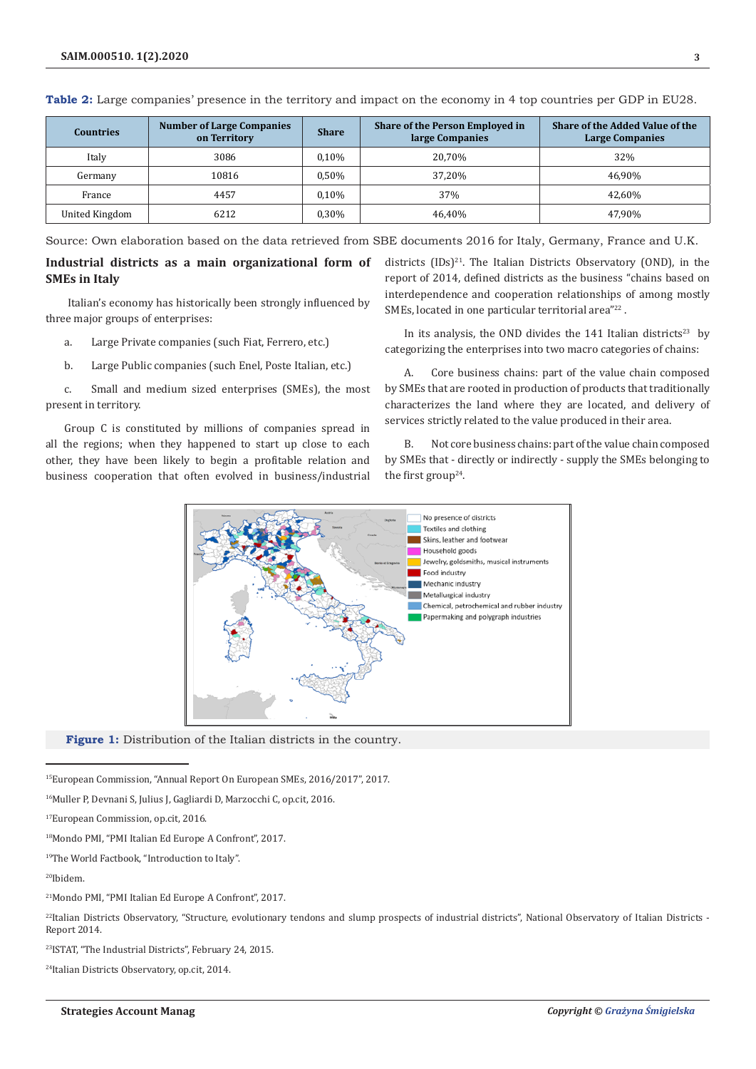**Table 2:** Large companies' presence in the territory and impact on the economy in 4 top countries per GDP in EU28.

| Countries | Number of Large Companies on Territory | Share | Share of the Person Employed in large Companies | Share of the Added Value of the Large Companies |
|---|---|---|---|---|
| Italy | 3086 | 0,10% | 20,70% | 32% |
| Germany | 10816 | 0,50% | 37,20% | 46,90% |
| France | 4457 | 0,10% | 37% | 42,60% |
| United Kingdom | 6212 | 0,30% | 46,40% | 47,90% |

Source: Own elaboration based on the data retrieved from SBE documents 2016 for Italy, Germany, France and U.K.

## Industrial districts as a main organizational form of SMEs in Italy

Italian's economy has historically been strongly influenced by three major groups of enterprises:

a. Large Private companies (such Fiat, Ferrero, etc.)

b. Large Public companies (such Enel, Poste Italian, etc.)

c. Small and medium sized enterprises (SMEs), the most present in territory.

Group C is constituted by millions of companies spread in all the regions; when they happened to start up close to each other, they have been likely to begin a profitable relation and business cooperation that often evolved in business/industrial districts (IDs)[21]. The Italian Districts Observatory (OND), in the report of 2014, defined districts as the business "chains based on interdependence and cooperation relationships of among mostly SMEs, located in one particular territorial area"[22].

In its analysis, the OND divides the 141 Italian districts[23] by categorizing the enterprises into two macro categories of chains:

A. Core business chains: part of the value chain composed by SMEs that are rooted in production of products that traditionally characterizes the land where they are located, and delivery of services strictly related to the value produced in their area.

B. Not core business chains: part of the value chain composed by SMEs that - directly or indirectly - supply the SMEs belonging to the first group[24].

**Figure 1:** Distribution of the Italian districts in the country.

---

[15]European Commission, "Annual Report On European SMEs, 2016/2017", 2017.

[16]Muller P, Devnani S, Julius J, Gagliardi D, Marzocchi C, op.cit, 2016.

[17]European Commission, op.cit, 2016.

[18]Mondo PMI, "PMI Italian Ed Europe A Confront", 2017.

[19]The World Factbook, "Introduction to Italy".

[20]Ibidem.

[21]Mondo PMI, "PMI Italian Ed Europe A Confront", 2017.

[22]Italian Districts Observatory, "Structure, evolutionary tendons and slump prospects of industrial districts", National Observatory of Italian Districts - Report 2014.

[23]ISTAT, "The Industrial Districts", February 24, 2015.

[24]Italian Districts Observatory, op.cit, 2014.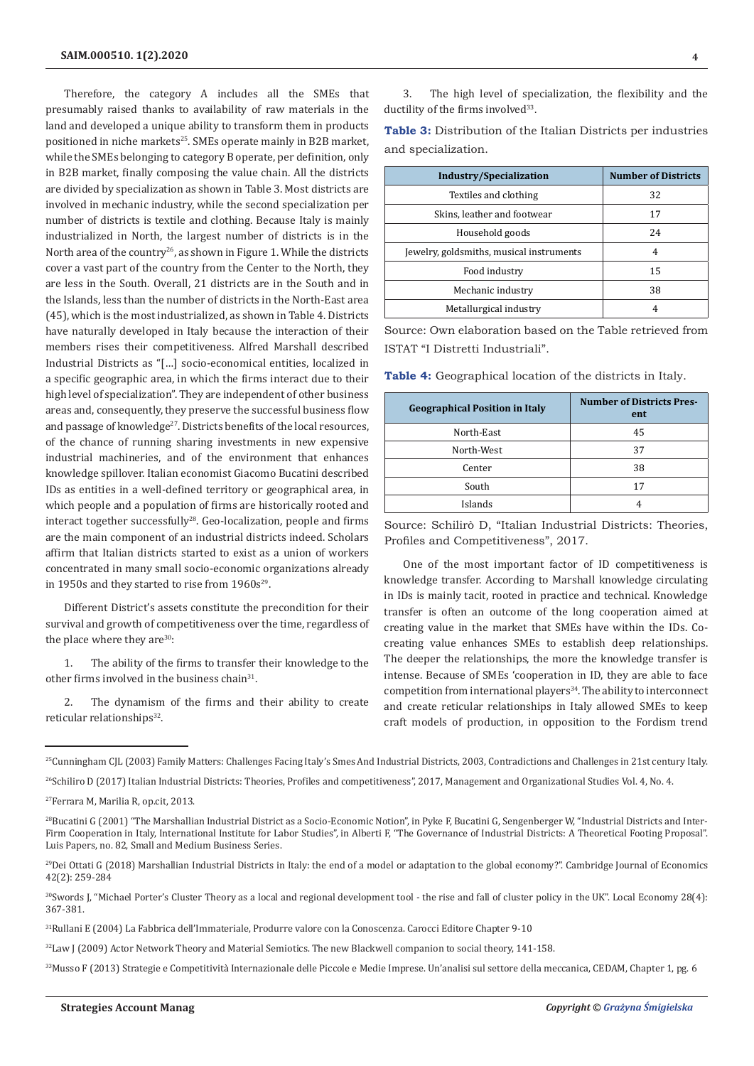Therefore, the category A includes all the SMEs that presumably raised thanks to availability of raw materials in the land and developed a unique ability to transform them in products positioned in niche markets[25]. SMEs operate mainly in B2B market, while the SMEs belonging to category B operate, per definition, only in B2B market, finally composing the value chain. All the districts are divided by specialization as shown in Table 3. Most districts are involved in mechanic industry, while the second specialization per number of districts is textile and clothing. Because Italy is mainly industrialized in North, the largest number of districts is in the North area of the country[26], as shown in Figure 1. While the districts cover a vast part of the country from the Center to the North, they are less in the South. Overall, 21 districts are in the South and in the Islands, less than the number of districts in the North-East area (45), which is the most industrialized, as shown in Table 4. Districts have naturally developed in Italy because the interaction of their members rises their competitiveness. Alfred Marshall described Industrial Districts as "[…] socio-economical entities, localized in a specific geographic area, in which the firms interact due to their high level of specialization". They are independent of other business areas and, consequently, they preserve the successful business flow and passage of knowledge[27]. Districts benefits of the local resources, of the chance of running sharing investments in new expensive industrial machineries, and of the environment that enhances knowledge spillover. Italian economist Giacomo Bucatini described IDs as entities in a well-defined territory or geographical area, in which people and a population of firms are historically rooted and interact together successfully[28]. Geo-localization, people and firms are the main component of an industrial districts indeed. Scholars affirm that Italian districts started to exist as a union of workers concentrated in many small socio-economic organizations already in 1950s and they started to rise from 1960s[29].

Different District's assets constitute the precondition for their survival and growth of competitiveness over the time, regardless of the place where they are[30]:

1. The ability of the firms to transfer their knowledge to the other firms involved in the business chain[31].

2. The dynamism of the firms and their ability to create reticular relationships[32].

3. The high level of specialization, the flexibility and the ductility of the firms involved[33].

**Table 3:** Distribution of the Italian Districts per industries and specialization.

| Industry/Specialization | Number of Districts |
|---|---|
| Textiles and clothing | 32 |
| Skins, leather and footwear | 17 |
| Household goods | 24 |
| Jewelry, goldsmiths, musical instruments | 4 |
| Food industry | 15 |
| Mechanic industry | 38 |
| Metallurgical industry | 4 |

Source: Own elaboration based on the Table retrieved from ISTAT "I Distretti Industriali".

**Table 4:** Geographical location of the districts in Italy.

| Geographical Position in Italy | Number of Districts Present |
|---|---|
| North-East | 45 |
| North-West | 37 |
| Center | 38 |
| South | 17 |
| Islands | 4 |

Source: Schilirò D, "Italian Industrial Districts: Theories, Profiles and Competitiveness", 2017.

One of the most important factor of ID competitiveness is knowledge transfer. According to Marshall knowledge circulating in IDs is mainly tacit, rooted in practice and technical. Knowledge transfer is often an outcome of the long cooperation aimed at creating value in the market that SMEs have within the IDs. Co-creating value enhances SMEs to establish deep relationships. The deeper the relationships, the more the knowledge transfer is intense. Because of SMEs 'cooperation in ID, they are able to face competition from international players[34]. The ability to interconnect and create reticular relationships in Italy allowed SMEs to keep craft models of production, in opposition to the Fordism trend

---

[25]Cunningham CJL (2003) Family Matters: Challenges Facing Italy's Smes And Industrial Districts, 2003, Contradictions and Challenges in 21st century Italy.

[26]Schiliro D (2017) Italian Industrial Districts: Theories, Profiles and competitiveness", 2017, Management and Organizational Studies Vol. 4, No. 4.

[27]Ferrara M, Marilia R, op.cit, 2013.

[28]Bucatini G (2001) "The Marshallian Industrial District as a Socio-Economic Notion", in Pyke F, Bucatini G, Sengenberger W, "Industrial Districts and Inter-Firm Cooperation in Italy, International Institute for Labor Studies", in Alberti F, "The Governance of Industrial Districts: A Theoretical Footing Proposal". Luis Papers, no. 82, Small and Medium Business Series.

[29]Dei Ottati G (2018) Marshallian Industrial Districts in Italy: the end of a model or adaptation to the global economy?". Cambridge Journal of Economics 42(2): 259-284

[30]Swords J, "Michael Porter's Cluster Theory as a local and regional development tool - the rise and fall of cluster policy in the UK". Local Economy 28(4): 367-381.

[31]Rullani E (2004) La Fabbrica dell'Immateriale, Produrre valore con la Conoscenza. Carocci Editore Chapter 9-10

[32]Law J (2009) Actor Network Theory and Material Semiotics. The new Blackwell companion to social theory, 141-158.

[33]Musso F (2013) Strategie e Competitività Internazionale delle Piccole e Medie Imprese. Un'analisi sul settore della meccanica, CEDAM, Chapter 1, pg. 6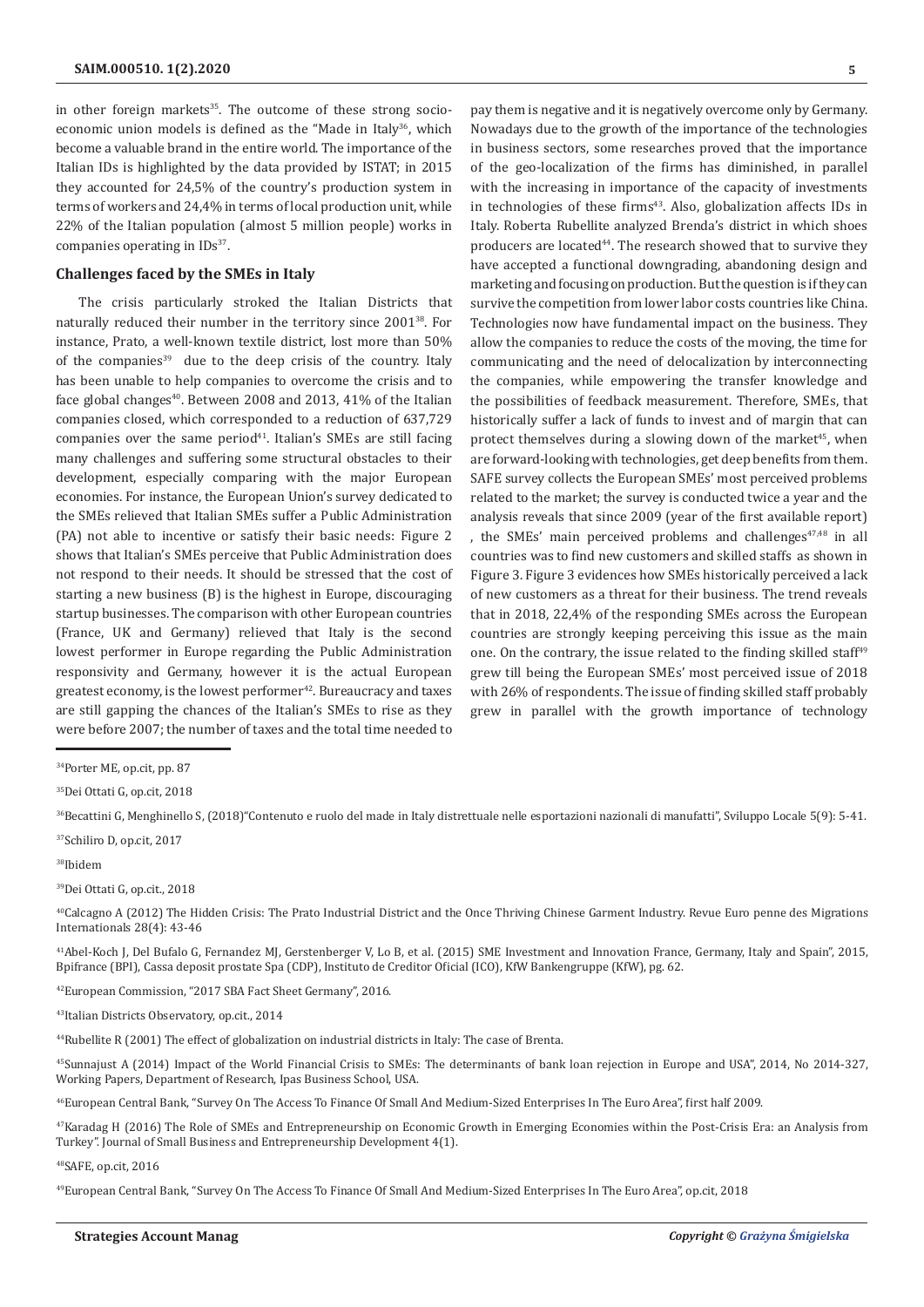in other foreign markets[35]. The outcome of these strong socio-economic union models is defined as the "Made in Italy[36], which become a valuable brand in the entire world. The importance of the Italian IDs is highlighted by the data provided by ISTAT; in 2015 they accounted for 24,5% of the country's production system in terms of workers and 24,4% in terms of local production unit, while 22% of the Italian population (almost 5 million people) works in companies operating in IDs[37].

## Challenges faced by the SMEs in Italy

The crisis particularly stroked the Italian Districts that naturally reduced their number in the territory since 2001[38]. For instance, Prato, a well-known textile district, lost more than 50% of the companies[39] due to the deep crisis of the country. Italy has been unable to help companies to overcome the crisis and to face global changes[40]. Between 2008 and 2013, 41% of the Italian companies closed, which corresponded to a reduction of 637,729 companies over the same period[41]. Italian's SMEs are still facing many challenges and suffering some structural obstacles to their development, especially comparing with the major European economies. For instance, the European Union's survey dedicated to the SMEs relieved that Italian SMEs suffer a Public Administration (PA) not able to incentive or satisfy their basic needs: Figure 2 shows that Italian's SMEs perceive that Public Administration does not respond to their needs. It should be stressed that the cost of starting a new business (B) is the highest in Europe, discouraging startup businesses. The comparison with other European countries (France, UK and Germany) relieved that Italy is the second lowest performer in Europe regarding the Public Administration responsivity and Germany, however it is the actual European greatest economy, is the lowest performer[42]. Bureaucracy and taxes are still gapping the chances of the Italian's SMEs to rise as they were before 2007; the number of taxes and the total time needed to pay them is negative and it is negatively overcome only by Germany. Nowadays due to the growth of the importance of the technologies in business sectors, some researches proved that the importance of the geo-localization of the firms has diminished, in parallel with the increasing in importance of the capacity of investments in technologies of these firms[43]. Also, globalization affects IDs in Italy. Roberta Rubellite analyzed Brenda's district in which shoes producers are located[44]. The research showed that to survive they have accepted a functional downgrading, abandoning design and marketing and focusing on production. But the question is if they can survive the competition from lower labor costs countries like China. Technologies now have fundamental impact on the business. They allow the companies to reduce the costs of the moving, the time for communicating and the need of delocalization by interconnecting the companies, while empowering the transfer knowledge and the possibilities of feedback measurement. Therefore, SMEs, that historically suffer a lack of funds to invest and of margin that can protect themselves during a slowing down of the market[45], when are forward-looking with technologies, get deep benefits from them. SAFE survey collects the European SMEs' most perceived problems related to the market; the survey is conducted twice a year and the analysis reveals that since 2009 (year of the first available report) , the SMEs' main perceived problems and challenges[47,48] in all countries was to find new customers and skilled staffs as shown in Figure 3. Figure 3 evidences how SMEs historically perceived a lack of new customers as a threat for their business. The trend reveals that in 2018, 22,4% of the responding SMEs across the European countries are strongly keeping perceiving this issue as the main one. On the contrary, the issue related to the finding skilled staff[49] grew till being the European SMEs' most perceived issue of 2018 with 26% of respondents. The issue of finding skilled staff probably grew in parallel with the growth importance of technology

---

[34]Porter ME, op.cit, pp. 87

[35]Dei Ottati G, op.cit, 2018

[36]Becattini G, Menghinello S, (2018)"Contenuto e ruolo del made in Italy distrettuale nelle esportazioni nazionali di manufatti", Sviluppo Locale 5(9): 5-41.

[37]Schiliro D, op.cit, 2017

[38]Ibidem

[39]Dei Ottati G, op.cit., 2018

[40]Calcagno A (2012) The Hidden Crisis: The Prato Industrial District and the Once Thriving Chinese Garment Industry. Revue Euro penne des Migrations Internationals 28(4): 43-46

[41]Abel-Koch J, Del Bufalo G, Fernandez MJ, Gerstenberger V, Lo B, et al. (2015) SME Investment and Innovation France, Germany, Italy and Spain", 2015, Bpifrance (BPI), Cassa deposit prostate Spa (CDP), Instituto de Creditor Oficial (ICO), KfW Bankengruppe (KfW), pg. 62.

[42]European Commission, "2017 SBA Fact Sheet Germany", 2016.

[43]Italian Districts Observatory, op.cit., 2014

[44]Rubellite R (2001) The effect of globalization on industrial districts in Italy: The case of Brenta.

[45]Sunnajust A (2014) Impact of the World Financial Crisis to SMEs: The determinants of bank loan rejection in Europe and USA", 2014, No 2014-327, Working Papers, Department of Research, Ipas Business School, USA.

[46]European Central Bank, "Survey On The Access To Finance Of Small And Medium-Sized Enterprises In The Euro Area", first half 2009.

[47]Karadag H (2016) The Role of SMEs and Entrepreneurship on Economic Growth in Emerging Economies within the Post-Crisis Era: an Analysis from Turkey". Journal of Small Business and Entrepreneurship Development 4(1).

[48]SAFE, op.cit, 2016

[49]European Central Bank, "Survey On The Access To Finance Of Small And Medium-Sized Enterprises In The Euro Area", op.cit, 2018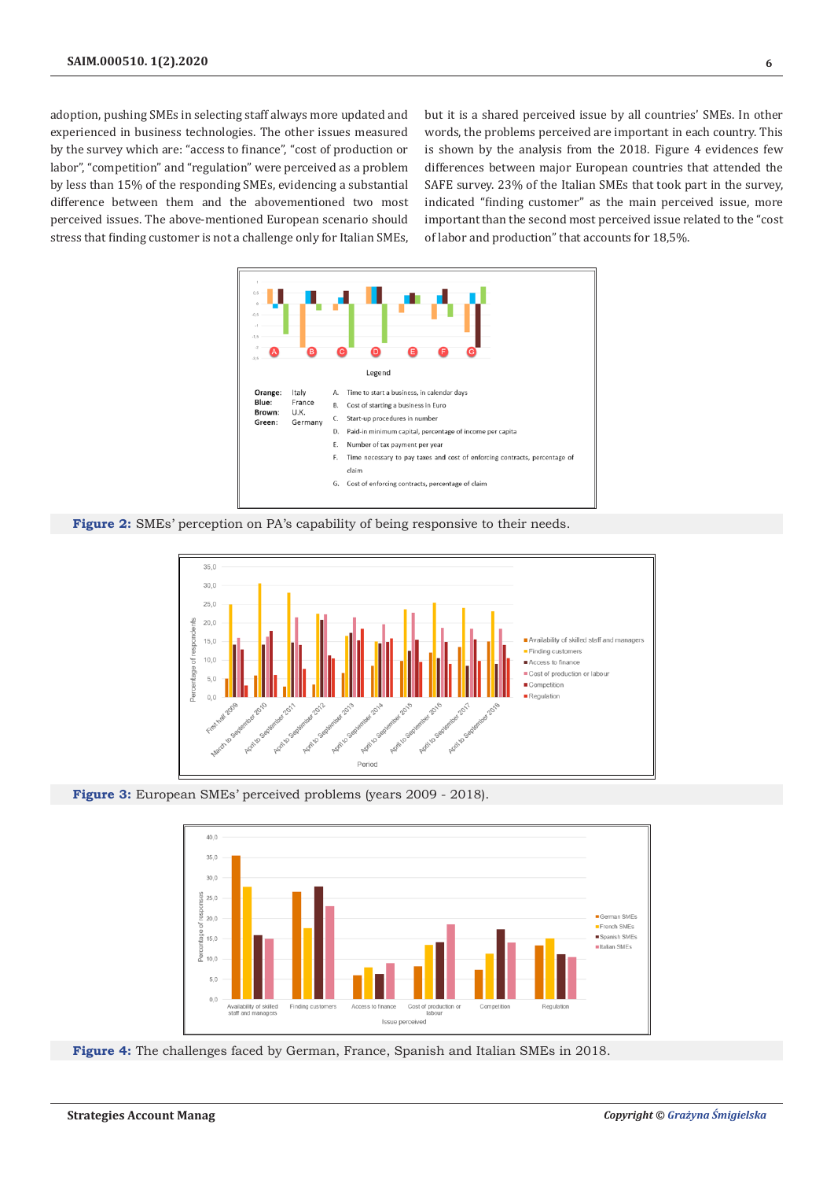adoption, pushing SMEs in selecting staff always more updated and experienced in business technologies. The other issues measured by the survey which are: "access to finance", "cost of production or labor", "competition" and "regulation" were perceived as a problem by less than 15% of the responding SMEs, evidencing a substantial difference between them and the abovementioned two most perceived issues. The above-mentioned European scenario should stress that finding customer is not a challenge only for Italian SMEs, but it is a shared perceived issue by all countries' SMEs. In other words, the problems perceived are important in each country. This is shown by the analysis from the 2018. Figure 4 evidences few differences between major European countries that attended the SAFE survey. 23% of the Italian SMEs that took part in the survey, indicated "finding customer" as the most perceived issue, more important than the second most perceived issue related to the "cost of labor and production" that accounts for 18,5%.

**Figure 2:** SMEs' perception on PA's capability of being responsive to their needs.

**Figure 3:** European SMEs' perceived problems (years 2009 - 2018).

**Figure 4:** The challenges faced by German, France, Spanish and Italian SMEs in 2018.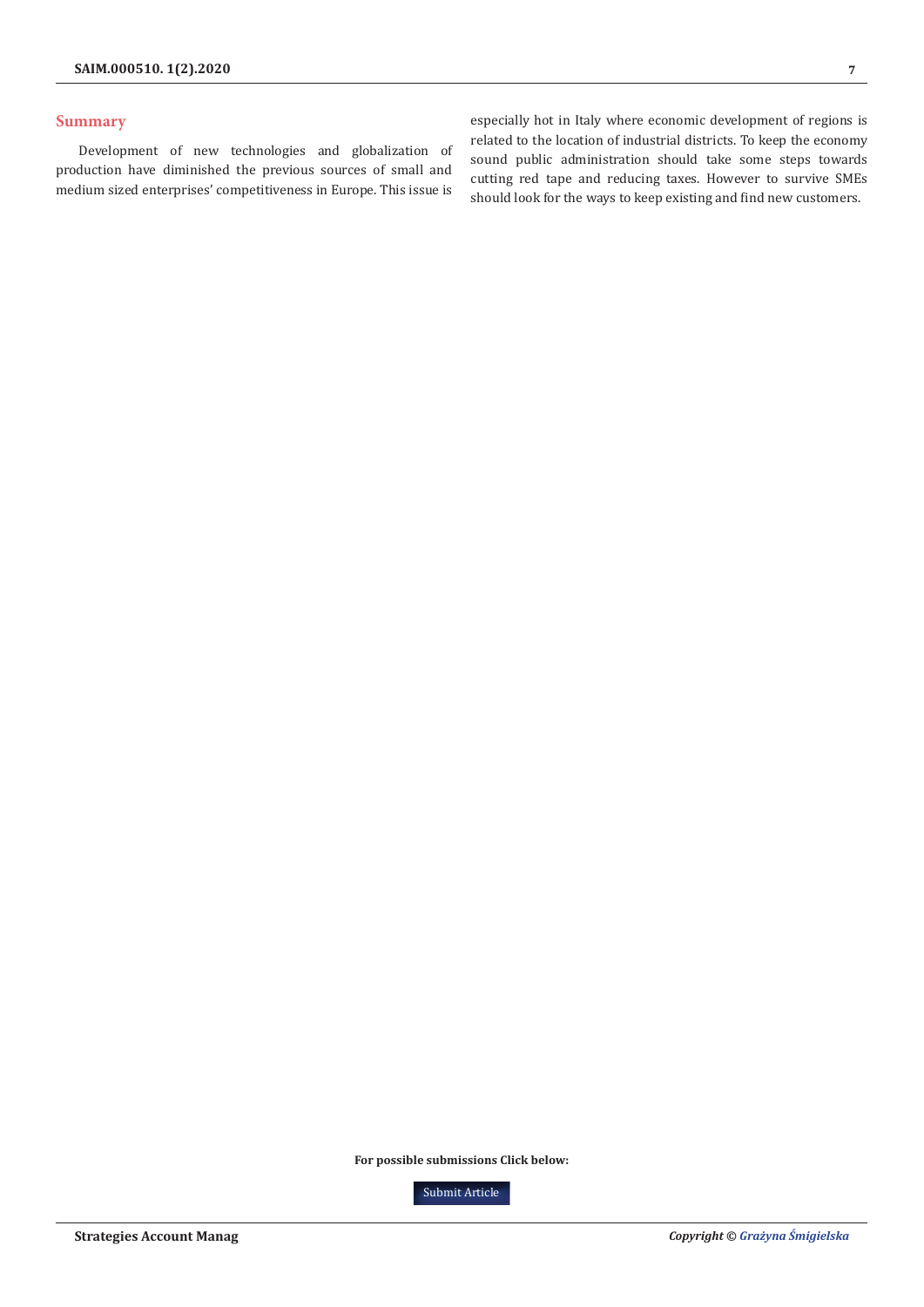## Summary

Development of new technologies and globalization of production have diminished the previous sources of small and medium sized enterprises' competitiveness in Europe. This issue is especially hot in Italy where economic development of regions is related to the location of industrial districts. To keep the economy sound public administration should take some steps towards cutting red tape and reducing taxes. However to survive SMEs should look for the ways to keep existing and find new customers.

**For possible submissions Click below:**

Submit Article